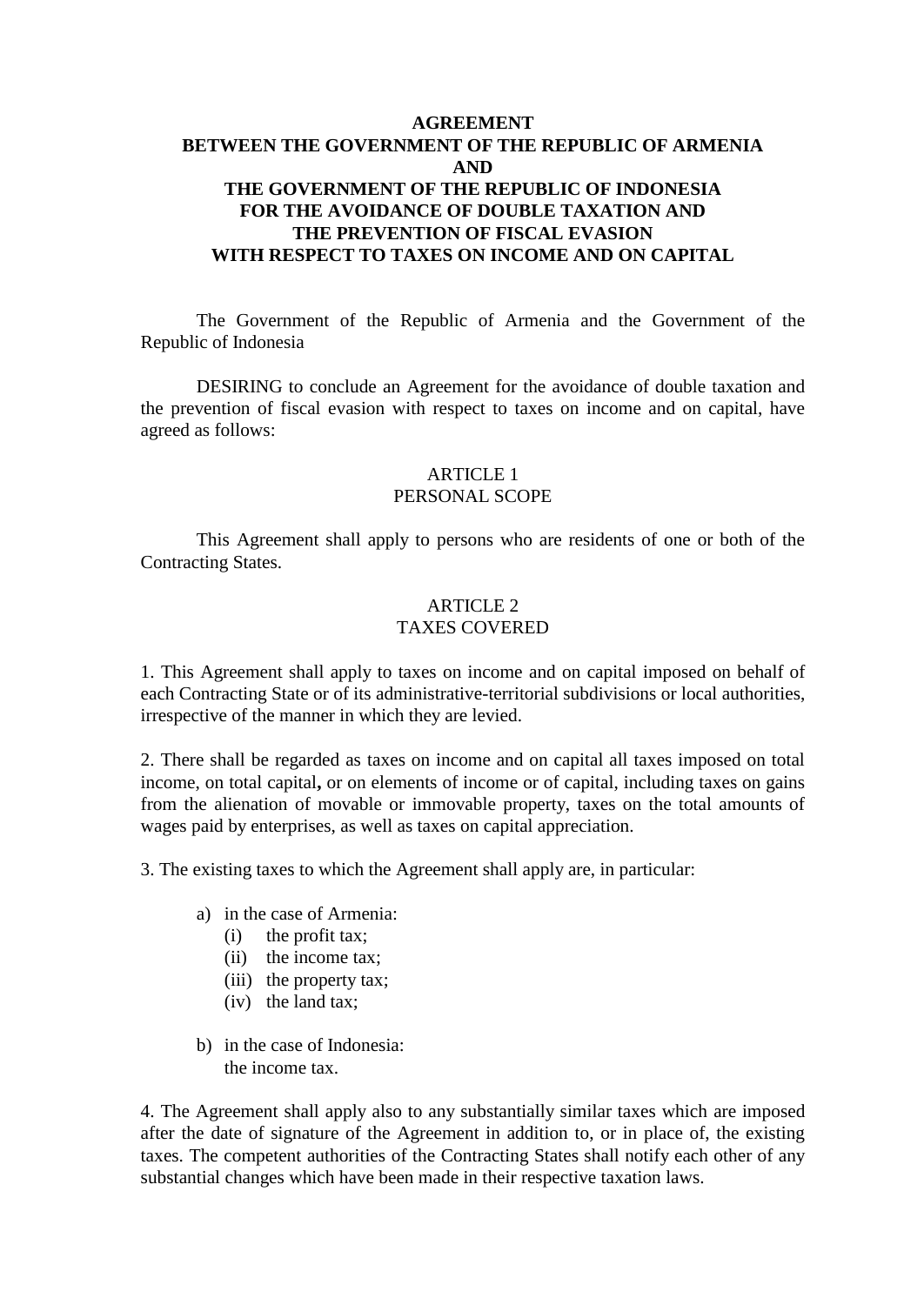# AGREEMENT
# BETWEEN THE GOVERNMENT OF THE REPUBLIC OF ARMENIA
# AND
# THE GOVERNMENT OF THE REPUBLIC OF INDONESIA
# FOR THE AVOIDANCE OF DOUBLE TAXATION AND
# THE PREVENTION OF FISCAL EVASION
# WITH RESPECT TO TAXES ON INCOME AND ON CAPITAL

The Government of the Republic of Armenia and the Government of the Republic of Indonesia

DESIRING to conclude an Agreement for the avoidance of double taxation and the prevention of fiscal evasion with respect to taxes on income and on capital, have agreed as follows:

## ARTICLE 1
## PERSONAL SCOPE

This Agreement shall apply to persons who are residents of one or both of the Contracting States.

## ARTICLE 2
## TAXES COVERED

1. This Agreement shall apply to taxes on income and on capital imposed on behalf of each Contracting State or of its administrative-territorial subdivisions or local authorities, irrespective of the manner in which they are levied.

2. There shall be regarded as taxes on income and on capital all taxes imposed on total income, on total capital**,** or on elements of income or of capital, including taxes on gains from the alienation of movable or immovable property, taxes on the total amounts of wages paid by enterprises, as well as taxes on capital appreciation.

3. The existing taxes to which the Agreement shall apply are, in particular:

a) in the case of Armenia:
   (i) the profit tax;
   (ii) the income tax;
   (iii) the property tax;
   (iv) the land tax;

b) in the case of Indonesia:
   the income tax.

4. The Agreement shall apply also to any substantially similar taxes which are imposed after the date of signature of the Agreement in addition to, or in place of, the existing taxes. The competent authorities of the Contracting States shall notify each other of any substantial changes which have been made in their respective taxation laws.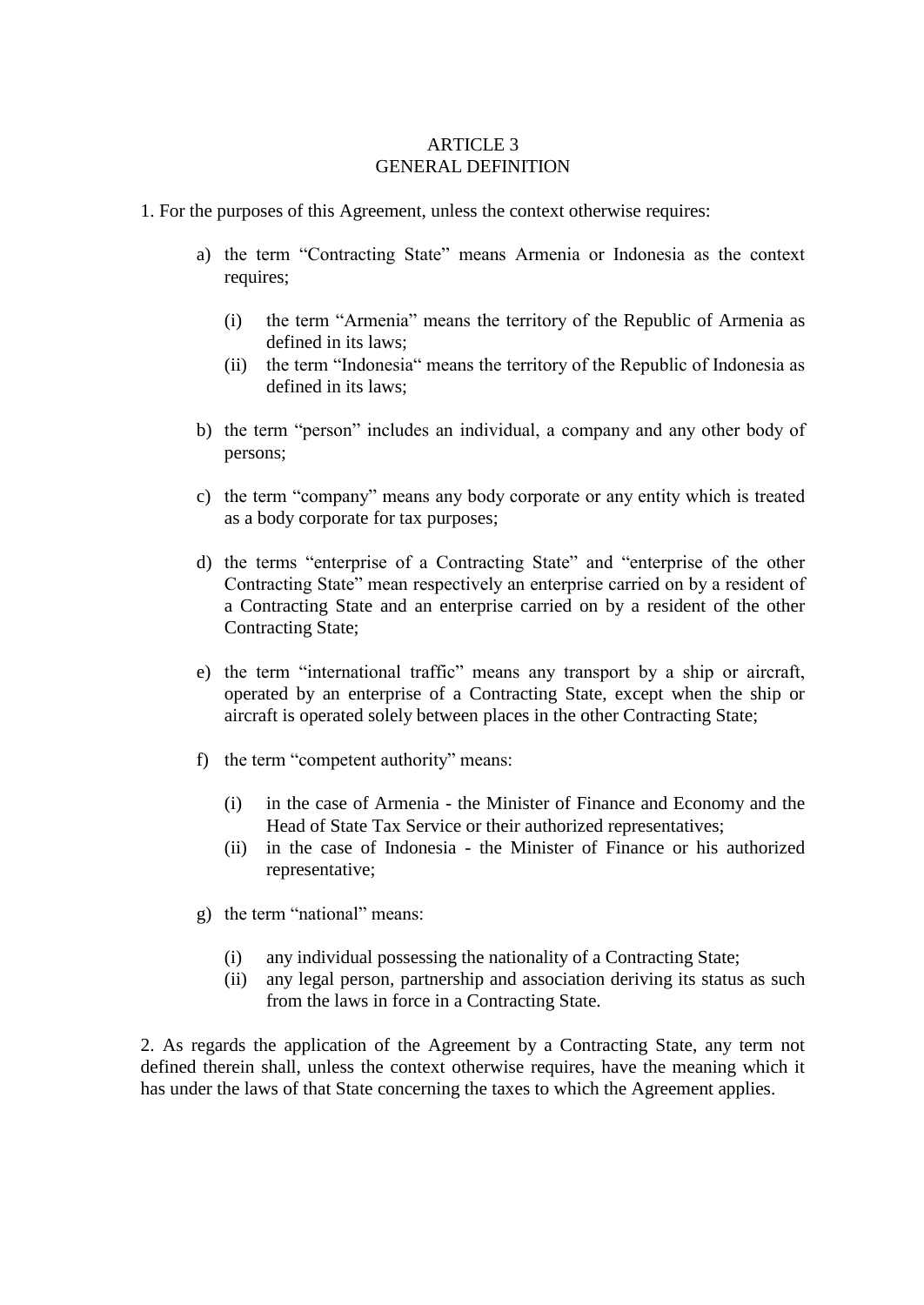# ARTICLE 3
## GENERAL DEFINITION

1. For the purposes of this Agreement, unless the context otherwise requires:

   a) the term “Contracting State” means Armenia or Indonesia as the context requires;

      (i) the term “Armenia” means the territory of the Republic of Armenia as defined in its laws;
      (ii) the term “Indonesia“ means the territory of the Republic of Indonesia as defined in its laws;

   b) the term “person” includes an individual, a company and any other body of persons;

   c) the term “company” means any body corporate or any entity which is treated as a body corporate for tax purposes;

   d) the terms “enterprise of a Contracting State” and “enterprise of the other Contracting State” mean respectively an enterprise carried on by a resident of a Contracting State and an enterprise carried on by a resident of the other Contracting State;

   e) the term “international traffic” means any transport by a ship or aircraft, operated by an enterprise of a Contracting State, except when the ship or aircraft is operated solely between places in the other Contracting State;

   f) the term “competent authority” means:

      (i) in the case of Armenia - the Minister of Finance and Economy and the Head of State Tax Service or their authorized representatives;
      (ii) in the case of Indonesia - the Minister of Finance or his authorized representative;

   g) the term “national” means:

      (i) any individual possessing the nationality of a Contracting State;
      (ii) any legal person, partnership and association deriving its status as such from the laws in force in a Contracting State.

2. As regards the application of the Agreement by a Contracting State, any term not defined therein shall, unless the context otherwise requires, have the meaning which it has under the laws of that State concerning the taxes to which the Agreement applies.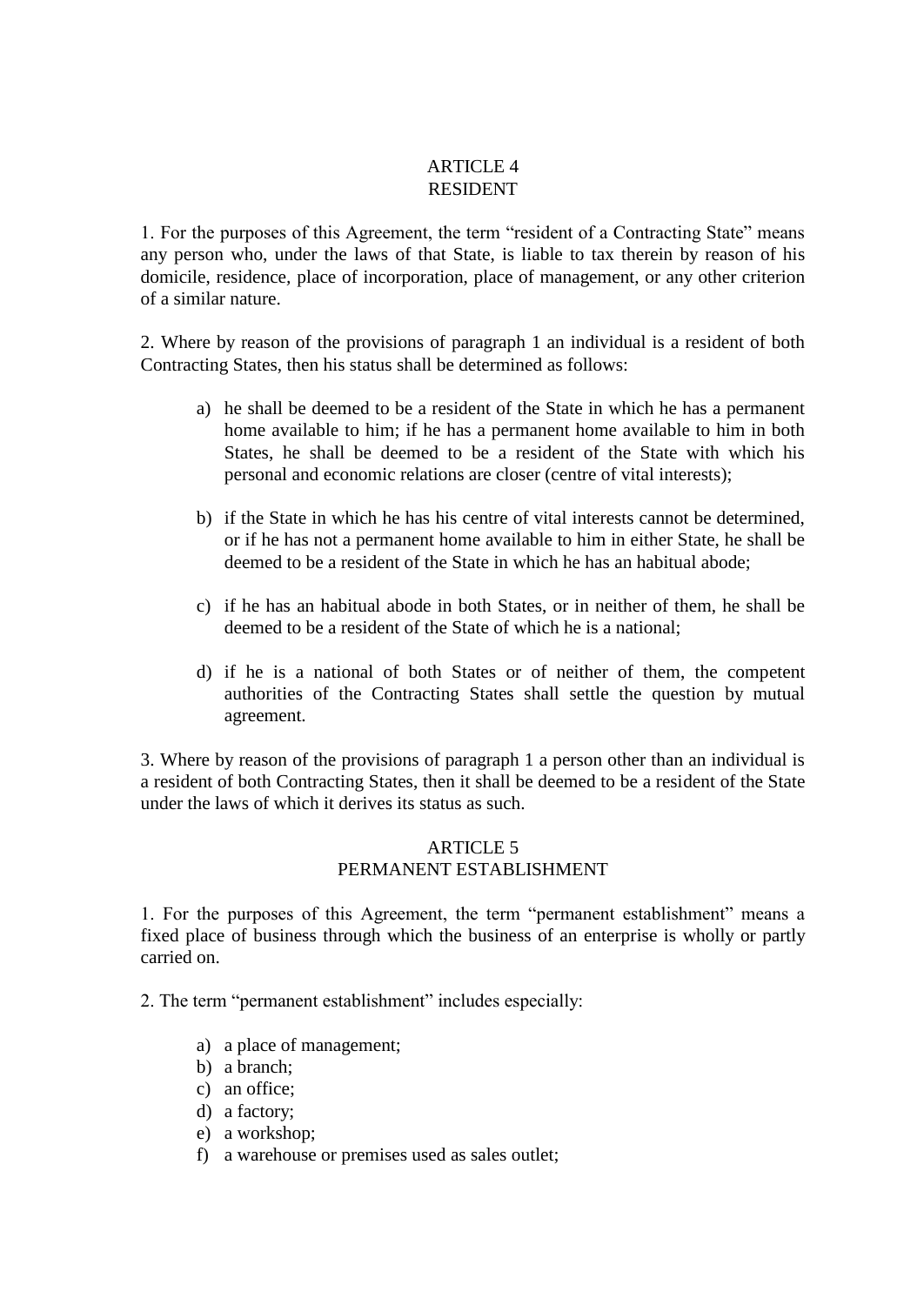## ARTICLE 4
## RESIDENT

1. For the purposes of this Agreement, the term “resident of a Contracting State” means any person who, under the laws of that State, is liable to tax therein by reason of his domicile, residence, place of incorporation, place of management, or any other criterion of a similar nature.

2. Where by reason of the provisions of paragraph 1 an individual is a resident of both Contracting States, then his status shall be determined as follows:

a) he shall be deemed to be a resident of the State in which he has a permanent home available to him; if he has a permanent home available to him in both States, he shall be deemed to be a resident of the State with which his personal and economic relations are closer (centre of vital interests);

b) if the State in which he has his centre of vital interests cannot be determined, or if he has not a permanent home available to him in either State, he shall be deemed to be a resident of the State in which he has an habitual abode;

c) if he has an habitual abode in both States, or in neither of them, he shall be deemed to be a resident of the State of which he is a national;

d) if he is a national of both States or of neither of them, the competent authorities of the Contracting States shall settle the question by mutual agreement.

3. Where by reason of the provisions of paragraph 1 a person other than an individual is a resident of both Contracting States, then it shall be deemed to be a resident of the State under the laws of which it derives its status as such.

## ARTICLE 5
## PERMANENT ESTABLISHMENT

1. For the purposes of this Agreement, the term “permanent establishment” means a fixed place of business through which the business of an enterprise is wholly or partly carried on.

2. The term “permanent establishment” includes especially:

a) a place of management;
b) a branch;
c) an office;
d) a factory;
e) a workshop;
f) a warehouse or premises used as sales outlet;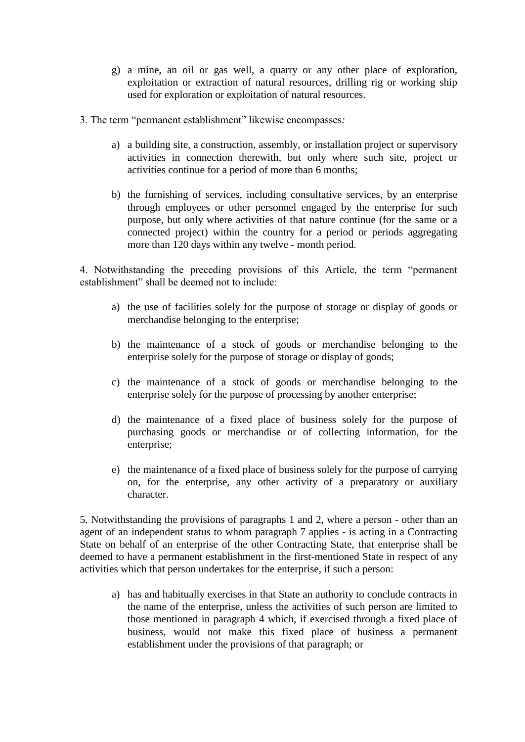g) a mine, an oil or gas well, a quarry or any other place of exploration, exploitation or extraction of natural resources, drilling rig or working ship used for exploration or exploitation of natural resources.

3. The term “permanent establishment” likewise encompasses*:*

a) a building site, a construction, assembly, or installation project or supervisory activities in connection therewith, but only where such site, project or activities continue for a period of more than 6 months;

b) the furnishing of services, including consultative services, by an enterprise through employees or other personnel engaged by the enterprise for such purpose, but only where activities of that nature continue (for the same or a connected project) within the country for a period or periods aggregating more than 120 days within any twelve - month period.

4. Notwithstanding the preceding provisions of this Article, the term “permanent establishment” shall be deemed not to include:

a) the use of facilities solely for the purpose of storage or display of goods or merchandise belonging to the enterprise;

b) the maintenance of a stock of goods or merchandise belonging to the enterprise solely for the purpose of storage or display of goods;

c) the maintenance of a stock of goods or merchandise belonging to the enterprise solely for the purpose of processing by another enterprise;

d) the maintenance of a fixed place of business solely for the purpose of purchasing goods or merchandise or of collecting information, for the enterprise;

e) the maintenance of a fixed place of business solely for the purpose of carrying on, for the enterprise, any other activity of a preparatory or auxiliary character.

5. Notwithstanding the provisions of paragraphs 1 and 2, where a person - other than an agent of an independent status to whom paragraph 7 applies - is acting in a Contracting State on behalf of an enterprise of the other Contracting State, that enterprise shall be deemed to have a permanent establishment in the first-mentioned State in respect of any activities which that person undertakes for the enterprise, if such a person:

a) has and habitually exercises in that State an authority to conclude contracts in the name of the enterprise, unless the activities of such person are limited to those mentioned in paragraph 4 which, if exercised through a fixed place of business, would not make this fixed place of business a permanent establishment under the provisions of that paragraph; or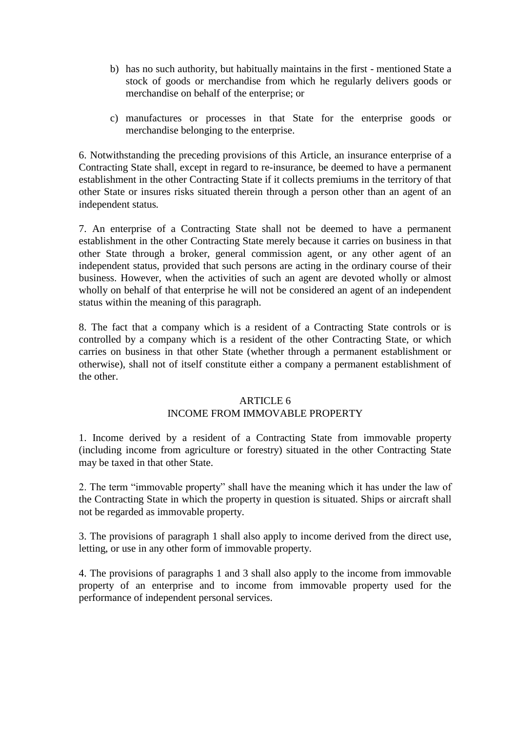b) has no such authority, but habitually maintains in the first - mentioned State a stock of goods or merchandise from which he regularly delivers goods or merchandise on behalf of the enterprise; or

c) manufactures or processes in that State for the enterprise goods or merchandise belonging to the enterprise.

6. Notwithstanding the preceding provisions of this Article, an insurance enterprise of a Contracting State shall, except in regard to re-insurance, be deemed to have a permanent establishment in the other Contracting State if it collects premiums in the territory of that other State or insures risks situated therein through a person other than an agent of an independent status.

7. An enterprise of a Contracting State shall not be deemed to have a permanent establishment in the other Contracting State merely because it carries on business in that other State through a broker, general commission agent, or any other agent of an independent status, provided that such persons are acting in the ordinary course of their business. However, when the activities of such an agent are devoted wholly or almost wholly on behalf of that enterprise he will not be considered an agent of an independent status within the meaning of this paragraph.

8. The fact that a company which is a resident of a Contracting State controls or is controlled by a company which is a resident of the other Contracting State, or which carries on business in that other State (whether through a permanent establishment or otherwise), shall not of itself constitute either a company a permanent establishment of the other.

## ARTICLE 6
## INCOME FROM IMMOVABLE PROPERTY

1. Income derived by a resident of a Contracting State from immovable property (including income from agriculture or forestry) situated in the other Contracting State may be taxed in that other State.

2. The term "immovable property" shall have the meaning which it has under the law of the Contracting State in which the property in question is situated. Ships or aircraft shall not be regarded as immovable property.

3. The provisions of paragraph 1 shall also apply to income derived from the direct use, letting, or use in any other form of immovable property.

4. The provisions of paragraphs 1 and 3 shall also apply to the income from immovable property of an enterprise and to income from immovable property used for the performance of independent personal services.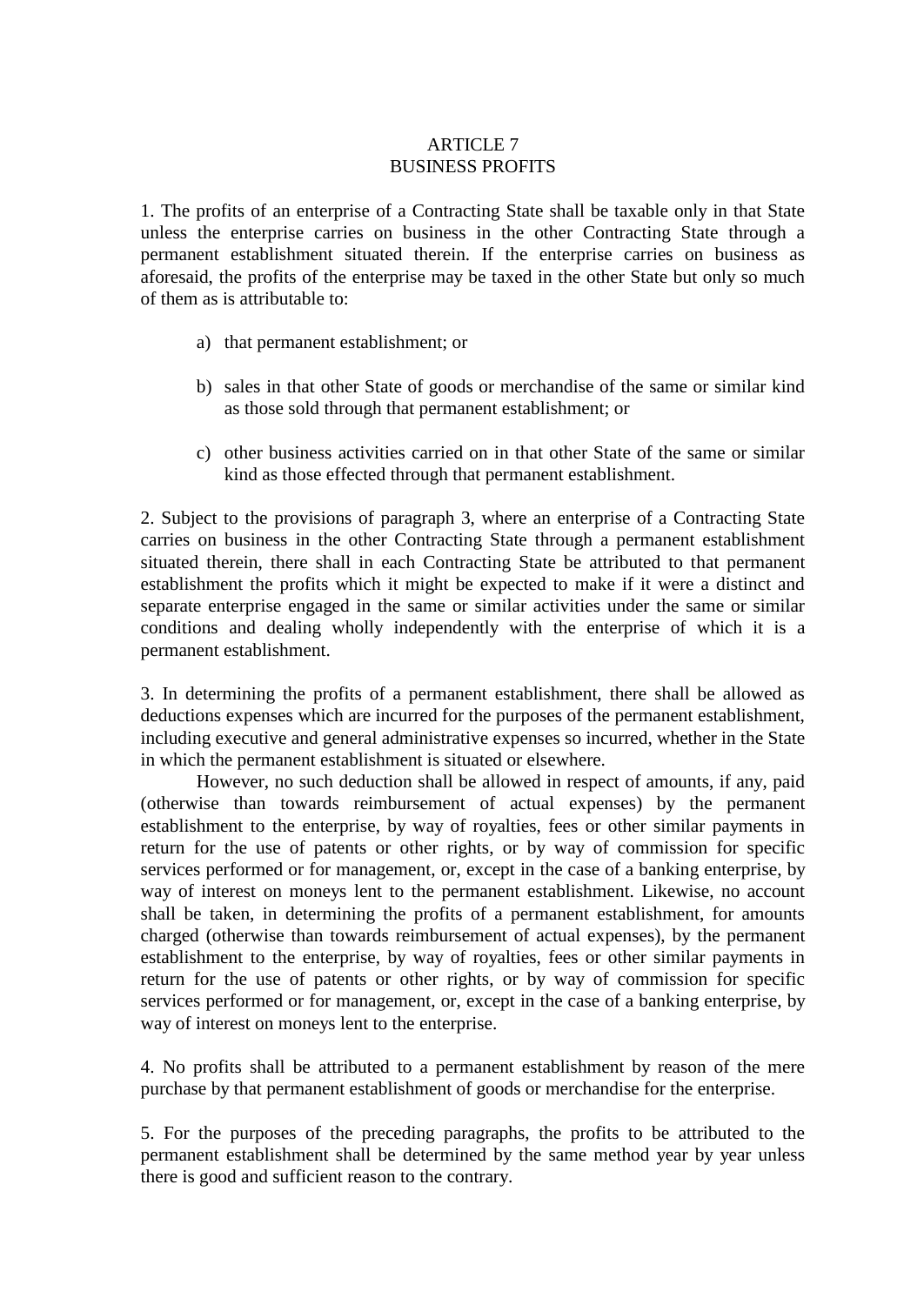## ARTICLE 7
## BUSINESS PROFITS

1. The profits of an enterprise of a Contracting State shall be taxable only in that State unless the enterprise carries on business in the other Contracting State through a permanent establishment situated therein. If the enterprise carries on business as aforesaid, the profits of the enterprise may be taxed in the other State but only so much of them as is attributable to:

   a) that permanent establishment; or

   b) sales in that other State of goods or merchandise of the same or similar kind as those sold through that permanent establishment; or

   c) other business activities carried on in that other State of the same or similar kind as those effected through that permanent establishment.

2. Subject to the provisions of paragraph 3, where an enterprise of a Contracting State carries on business in the other Contracting State through a permanent establishment situated therein, there shall in each Contracting State be attributed to that permanent establishment the profits which it might be expected to make if it were a distinct and separate enterprise engaged in the same or similar activities under the same or similar conditions and dealing wholly independently with the enterprise of which it is a permanent establishment.

3. In determining the profits of a permanent establishment, there shall be allowed as deductions expenses which are incurred for the purposes of the permanent establishment, including executive and general administrative expenses so incurred, whether in the State in which the permanent establishment is situated or elsewhere.

However, no such deduction shall be allowed in respect of amounts, if any, paid (otherwise than towards reimbursement of actual expenses) by the permanent establishment to the enterprise, by way of royalties, fees or other similar payments in return for the use of patents or other rights, or by way of commission for specific services performed or for management, or, except in the case of a banking enterprise, by way of interest on moneys lent to the permanent establishment. Likewise, no account shall be taken, in determining the profits of a permanent establishment, for amounts charged (otherwise than towards reimbursement of actual expenses), by the permanent establishment to the enterprise, by way of royalties, fees or other similar payments in return for the use of patents or other rights, or by way of commission for specific services performed or for management, or, except in the case of a banking enterprise, by way of interest on moneys lent to the enterprise.

4. No profits shall be attributed to a permanent establishment by reason of the mere purchase by that permanent establishment of goods or merchandise for the enterprise.

5. For the purposes of the preceding paragraphs, the profits to be attributed to the permanent establishment shall be determined by the same method year by year unless there is good and sufficient reason to the contrary.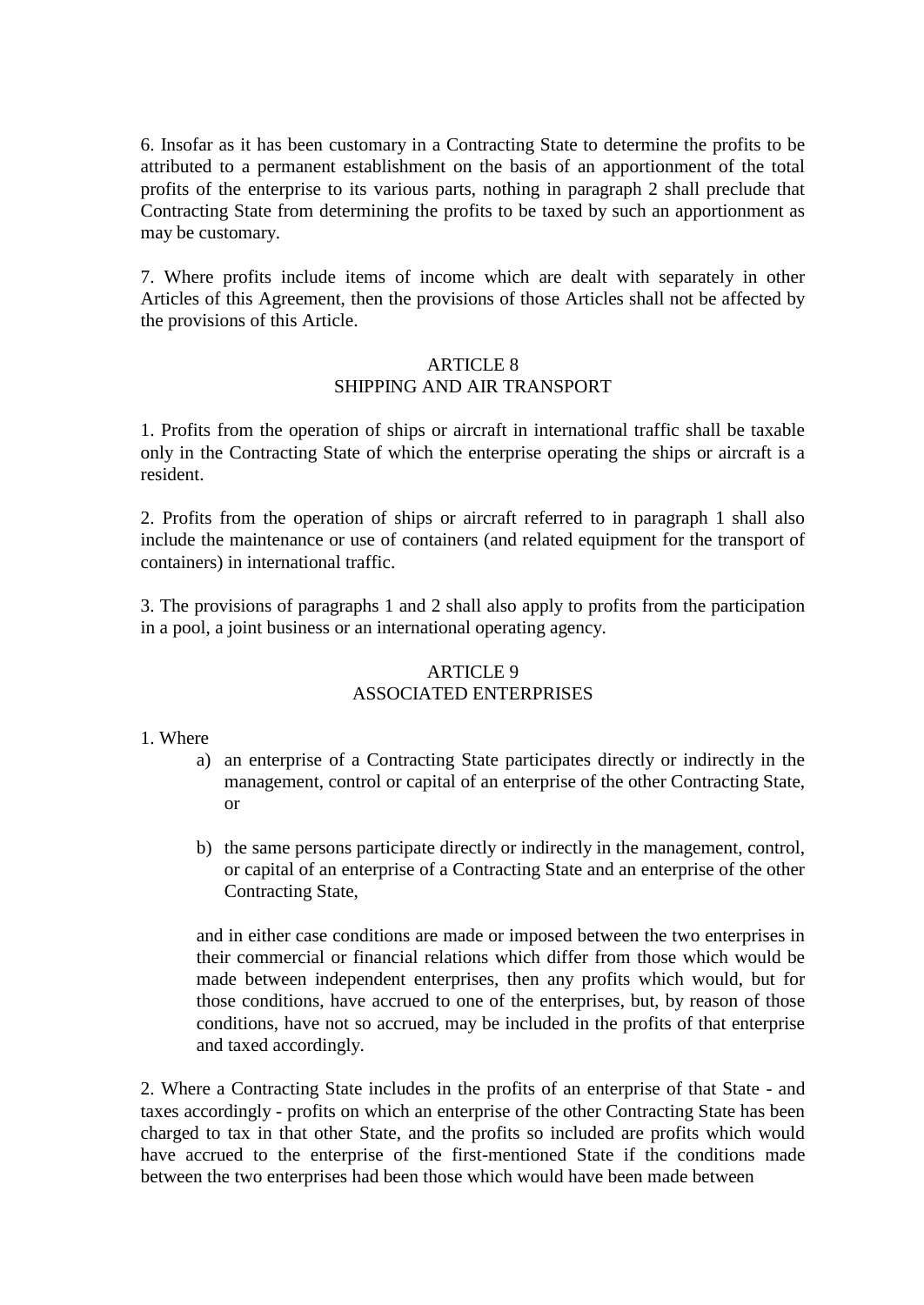6. Insofar as it has been customary in a Contracting State to determine the profits to be attributed to a permanent establishment on the basis of an apportionment of the total profits of the enterprise to its various parts, nothing in paragraph 2 shall preclude that Contracting State from determining the profits to be taxed by such an apportionment as may be customary.

7. Where profits include items of income which are dealt with separately in other Articles of this Agreement, then the provisions of those Articles shall not be affected by the provisions of this Article.

## ARTICLE 8
## SHIPPING AND AIR TRANSPORT

1. Profits from the operation of ships or aircraft in international traffic shall be taxable only in the Contracting State of which the enterprise operating the ships or aircraft is a resident.

2. Profits from the operation of ships or aircraft referred to in paragraph 1 shall also include the maintenance or use of containers (and related equipment for the transport of containers) in international traffic.

3. The provisions of paragraphs 1 and 2 shall also apply to profits from the participation in a pool, a joint business or an international operating agency.

## ARTICLE 9
## ASSOCIATED ENTERPRISES

1. Where

a) an enterprise of a Contracting State participates directly or indirectly in the management, control or capital of an enterprise of the other Contracting State, or

b) the same persons participate directly or indirectly in the management, control, or capital of an enterprise of a Contracting State and an enterprise of the other Contracting State,

and in either case conditions are made or imposed between the two enterprises in their commercial or financial relations which differ from those which would be made between independent enterprises, then any profits which would, but for those conditions, have accrued to one of the enterprises, but, by reason of those conditions, have not so accrued, may be included in the profits of that enterprise and taxed accordingly.

2. Where a Contracting State includes in the profits of an enterprise of that State - and taxes accordingly - profits on which an enterprise of the other Contracting State has been charged to tax in that other State, and the profits so included are profits which would have accrued to the enterprise of the first-mentioned State if the conditions made between the two enterprises had been those which would have been made between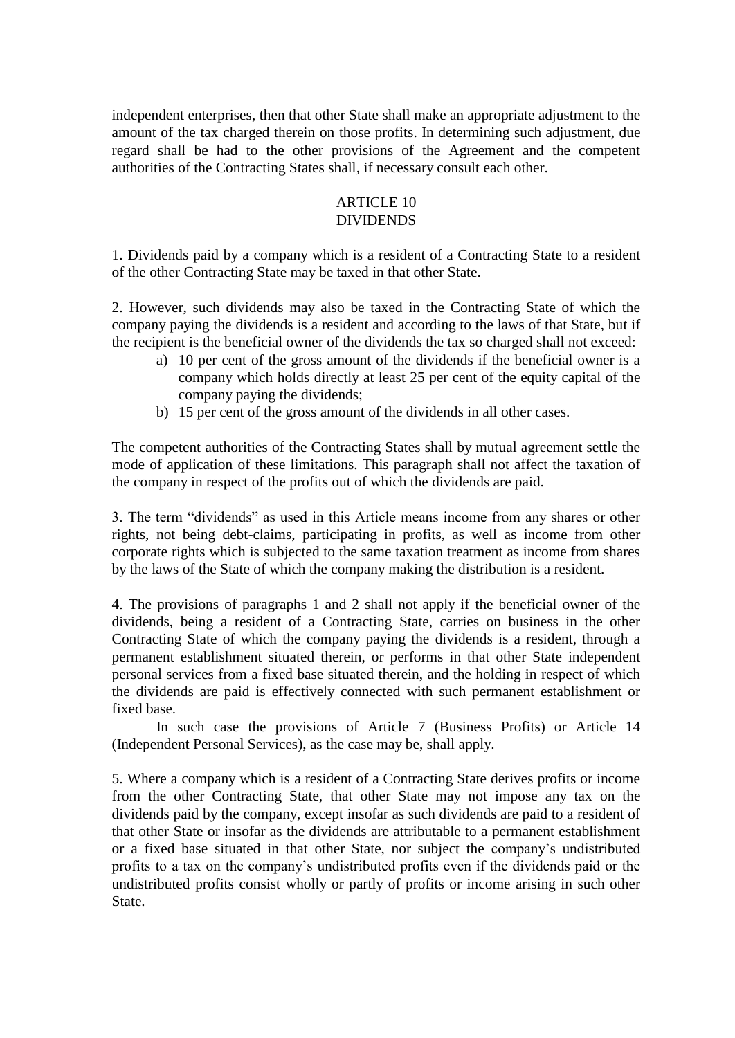independent enterprises, then that other State shall make an appropriate adjustment to the amount of the tax charged therein on those profits. In determining such adjustment, due regard shall be had to the other provisions of the Agreement and the competent authorities of the Contracting States shall, if necessary consult each other.

## ARTICLE 10
## DIVIDENDS

1. Dividends paid by a company which is a resident of a Contracting State to a resident of the other Contracting State may be taxed in that other State.

2. However, such dividends may also be taxed in the Contracting State of which the company paying the dividends is a resident and according to the laws of that State, but if the recipient is the beneficial owner of the dividends the tax so charged shall not exceed:

   a) 10 per cent of the gross amount of the dividends if the beneficial owner is a company which holds directly at least 25 per cent of the equity capital of the company paying the dividends;
   b) 15 per cent of the gross amount of the dividends in all other cases.

The competent authorities of the Contracting States shall by mutual agreement settle the mode of application of these limitations. This paragraph shall not affect the taxation of the company in respect of the profits out of which the dividends are paid.

3. The term "dividends" as used in this Article means income from any shares or other rights, not being debt-claims, participating in profits, as well as income from other corporate rights which is subjected to the same taxation treatment as income from shares by the laws of the State of which the company making the distribution is a resident.

4. The provisions of paragraphs 1 and 2 shall not apply if the beneficial owner of the dividends, being a resident of a Contracting State, carries on business in the other Contracting State of which the company paying the dividends is a resident, through a permanent establishment situated therein, or performs in that other State independent personal services from a fixed base situated therein, and the holding in respect of which the dividends are paid is effectively connected with such permanent establishment or fixed base.

In such case the provisions of Article 7 (Business Profits) or Article 14 (Independent Personal Services), as the case may be, shall apply.

5. Where a company which is a resident of a Contracting State derives profits or income from the other Contracting State, that other State may not impose any tax on the dividends paid by the company, except insofar as such dividends are paid to a resident of that other State or insofar as the dividends are attributable to a permanent establishment or a fixed base situated in that other State, nor subject the company's undistributed profits to a tax on the company's undistributed profits even if the dividends paid or the undistributed profits consist wholly or partly of profits or income arising in such other State.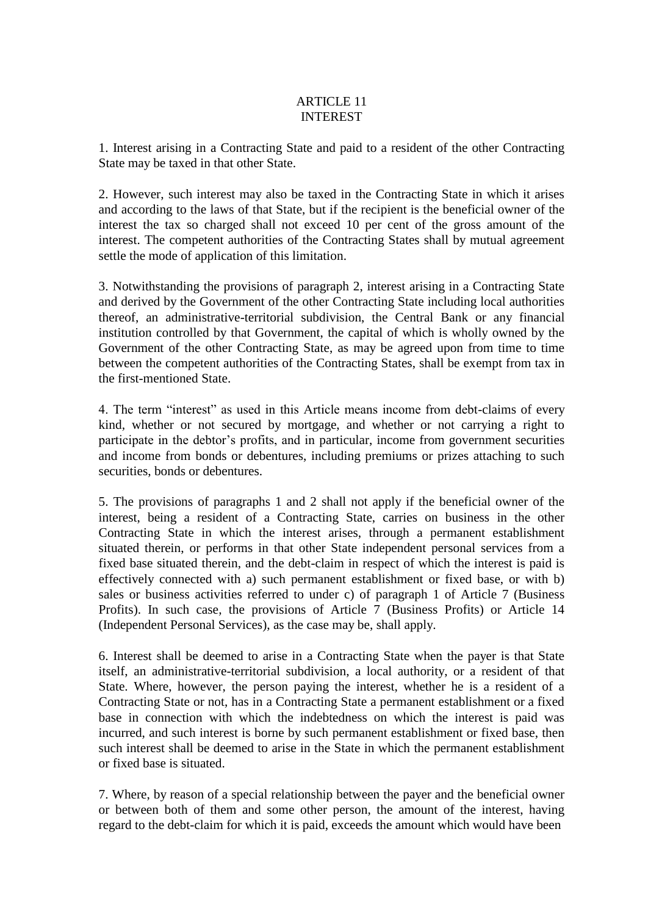## ARTICLE 11
## INTEREST

1. Interest arising in a Contracting State and paid to a resident of the other Contracting State may be taxed in that other State.

2. However, such interest may also be taxed in the Contracting State in which it arises and according to the laws of that State, but if the recipient is the beneficial owner of the interest the tax so charged shall not exceed 10 per cent of the gross amount of the interest. The competent authorities of the Contracting States shall by mutual agreement settle the mode of application of this limitation.

3. Notwithstanding the provisions of paragraph 2, interest arising in a Contracting State and derived by the Government of the other Contracting State including local authorities thereof, an administrative-territorial subdivision, the Central Bank or any financial institution controlled by that Government, the capital of which is wholly owned by the Government of the other Contracting State, as may be agreed upon from time to time between the competent authorities of the Contracting States, shall be exempt from tax in the first-mentioned State.

4. The term "interest" as used in this Article means income from debt-claims of every kind, whether or not secured by mortgage, and whether or not carrying a right to participate in the debtor's profits, and in particular, income from government securities and income from bonds or debentures, including premiums or prizes attaching to such securities, bonds or debentures.

5. The provisions of paragraphs 1 and 2 shall not apply if the beneficial owner of the interest, being a resident of a Contracting State, carries on business in the other Contracting State in which the interest arises, through a permanent establishment situated therein, or performs in that other State independent personal services from a fixed base situated therein, and the debt-claim in respect of which the interest is paid is effectively connected with a) such permanent establishment or fixed base, or with b) sales or business activities referred to under c) of paragraph 1 of Article 7 (Business Profits). In such case, the provisions of Article 7 (Business Profits) or Article 14 (Independent Personal Services), as the case may be, shall apply.

6. Interest shall be deemed to arise in a Contracting State when the payer is that State itself, an administrative-territorial subdivision, a local authority, or a resident of that State. Where, however, the person paying the interest, whether he is a resident of a Contracting State or not, has in a Contracting State a permanent establishment or a fixed base in connection with which the indebtedness on which the interest is paid was incurred, and such interest is borne by such permanent establishment or fixed base, then such interest shall be deemed to arise in the State in which the permanent establishment or fixed base is situated.

7. Where, by reason of a special relationship between the payer and the beneficial owner or between both of them and some other person, the amount of the interest, having regard to the debt-claim for which it is paid, exceeds the amount which would have been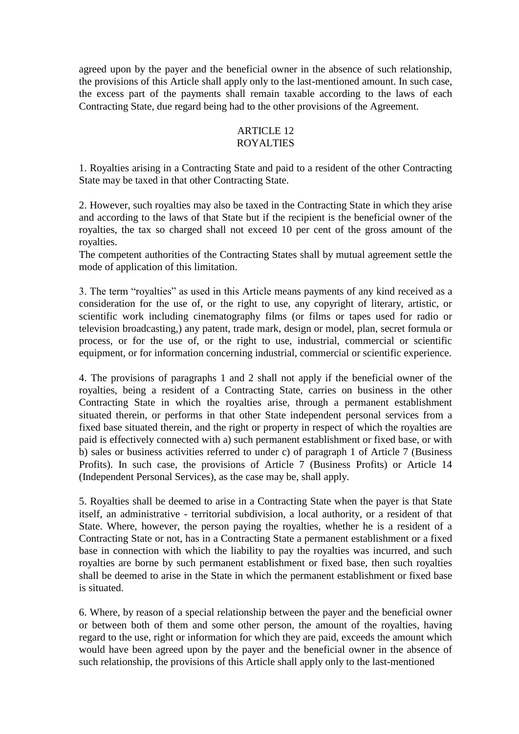agreed upon by the payer and the beneficial owner in the absence of such relationship, the provisions of this Article shall apply only to the last-mentioned amount. In such case, the excess part of the payments shall remain taxable according to the laws of each Contracting State, due regard being had to the other provisions of the Agreement.

## ARTICLE 12
## ROYALTIES

1. Royalties arising in a Contracting State and paid to a resident of the other Contracting State may be taxed in that other Contracting State.

2. However, such royalties may also be taxed in the Contracting State in which they arise and according to the laws of that State but if the recipient is the beneficial owner of the royalties, the tax so charged shall not exceed 10 per cent of the gross amount of the royalties.
The competent authorities of the Contracting States shall by mutual agreement settle the mode of application of this limitation.

3. The term "royalties" as used in this Article means payments of any kind received as a consideration for the use of, or the right to use, any copyright of literary, artistic, or scientific work including cinematography films (or films or tapes used for radio or television broadcasting,) any patent, trade mark, design or model, plan, secret formula or process, or for the use of, or the right to use, industrial, commercial or scientific equipment, or for information concerning industrial, commercial or scientific experience.

4. The provisions of paragraphs 1 and 2 shall not apply if the beneficial owner of the royalties, being a resident of a Contracting State, carries on business in the other Contracting State in which the royalties arise, through a permanent establishment situated therein, or performs in that other State independent personal services from a fixed base situated therein, and the right or property in respect of which the royalties are paid is effectively connected with a) such permanent establishment or fixed base, or with b) sales or business activities referred to under c) of paragraph 1 of Article 7 (Business Profits). In such case, the provisions of Article 7 (Business Profits) or Article 14 (Independent Personal Services), as the case may be, shall apply.

5. Royalties shall be deemed to arise in a Contracting State when the payer is that State itself, an administrative - territorial subdivision, a local authority, or a resident of that State. Where, however, the person paying the royalties, whether he is a resident of a Contracting State or not, has in a Contracting State a permanent establishment or a fixed base in connection with which the liability to pay the royalties was incurred, and such royalties are borne by such permanent establishment or fixed base, then such royalties shall be deemed to arise in the State in which the permanent establishment or fixed base is situated.

6. Where, by reason of a special relationship between the payer and the beneficial owner or between both of them and some other person, the amount of the royalties, having regard to the use, right or information for which they are paid, exceeds the amount which would have been agreed upon by the payer and the beneficial owner in the absence of such relationship, the provisions of this Article shall apply only to the last-mentioned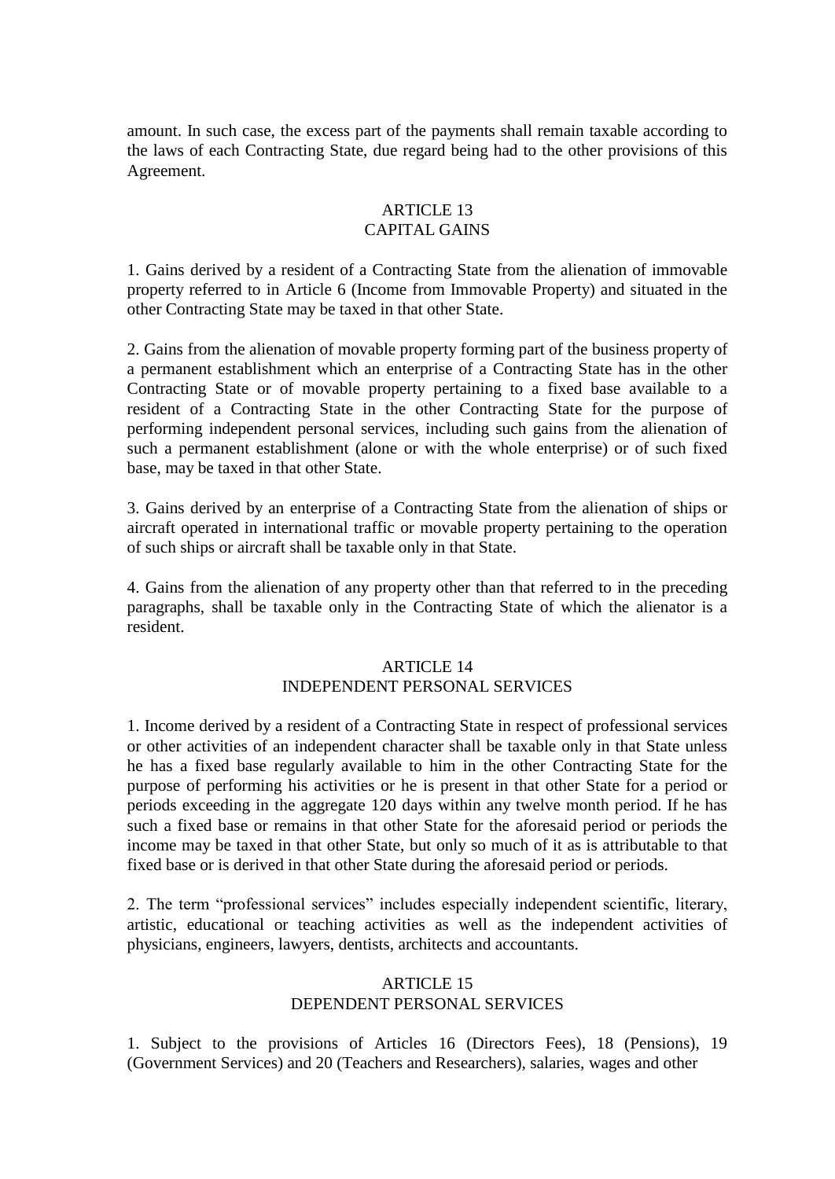amount. In such case, the excess part of the payments shall remain taxable according to the laws of each Contracting State, due regard being had to the other provisions of this Agreement.

## ARTICLE 13
## CAPITAL GAINS

1. Gains derived by a resident of a Contracting State from the alienation of immovable property referred to in Article 6 (Income from Immovable Property) and situated in the other Contracting State may be taxed in that other State.

2. Gains from the alienation of movable property forming part of the business property of a permanent establishment which an enterprise of a Contracting State has in the other Contracting State or of movable property pertaining to a fixed base available to a resident of a Contracting State in the other Contracting State for the purpose of performing independent personal services, including such gains from the alienation of such a permanent establishment (alone or with the whole enterprise) or of such fixed base, may be taxed in that other State.

3. Gains derived by an enterprise of a Contracting State from the alienation of ships or aircraft operated in international traffic or movable property pertaining to the operation of such ships or aircraft shall be taxable only in that State.

4. Gains from the alienation of any property other than that referred to in the preceding paragraphs, shall be taxable only in the Contracting State of which the alienator is a resident.

## ARTICLE 14
## INDEPENDENT PERSONAL SERVICES

1. Income derived by a resident of a Contracting State in respect of professional services or other activities of an independent character shall be taxable only in that State unless he has a fixed base regularly available to him in the other Contracting State for the purpose of performing his activities or he is present in that other State for a period or periods exceeding in the aggregate 120 days within any twelve month period. If he has such a fixed base or remains in that other State for the aforesaid period or periods the income may be taxed in that other State, but only so much of it as is attributable to that fixed base or is derived in that other State during the aforesaid period or periods.

2. The term "professional services" includes especially independent scientific, literary, artistic, educational or teaching activities as well as the independent activities of physicians, engineers, lawyers, dentists, architects and accountants.

## ARTICLE 15
## DEPENDENT PERSONAL SERVICES

1. Subject to the provisions of Articles 16 (Directors Fees), 18 (Pensions), 19 (Government Services) and 20 (Teachers and Researchers), salaries, wages and other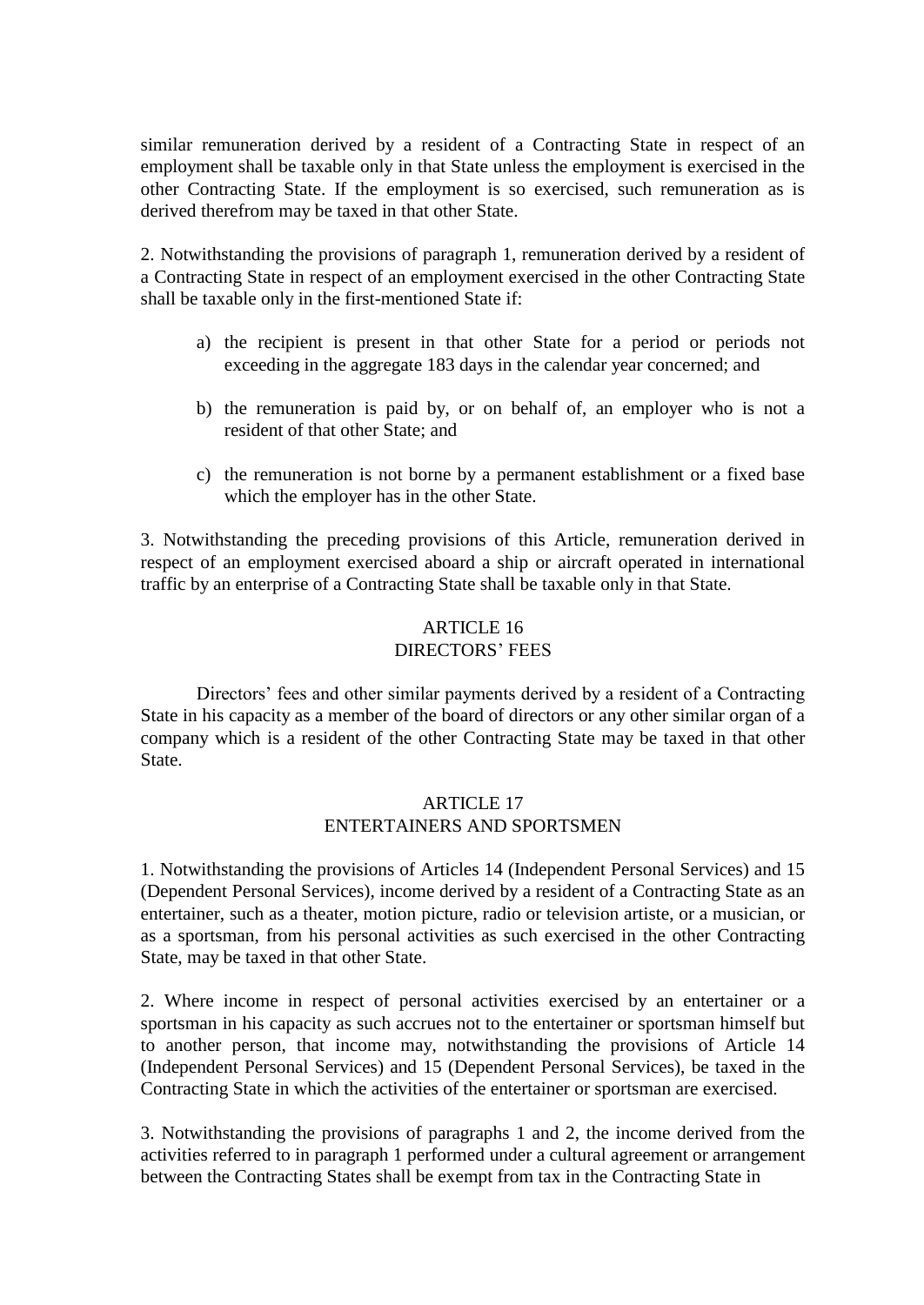similar remuneration derived by a resident of a Contracting State in respect of an employment shall be taxable only in that State unless the employment is exercised in the other Contracting State. If the employment is so exercised, such remuneration as is derived therefrom may be taxed in that other State.

2. Notwithstanding the provisions of paragraph 1, remuneration derived by a resident of a Contracting State in respect of an employment exercised in the other Contracting State shall be taxable only in the first-mentioned State if:

a) the recipient is present in that other State for a period or periods not exceeding in the aggregate 183 days in the calendar year concerned; and

b) the remuneration is paid by, or on behalf of, an employer who is not a resident of that other State; and

c) the remuneration is not borne by a permanent establishment or a fixed base which the employer has in the other State.

3. Notwithstanding the preceding provisions of this Article, remuneration derived in respect of an employment exercised aboard a ship or aircraft operated in international traffic by an enterprise of a Contracting State shall be taxable only in that State.

## ARTICLE 16
## DIRECTORS' FEES

Directors' fees and other similar payments derived by a resident of a Contracting State in his capacity as a member of the board of directors or any other similar organ of a company which is a resident of the other Contracting State may be taxed in that other State.

## ARTICLE 17
## ENTERTAINERS AND SPORTSMEN

1. Notwithstanding the provisions of Articles 14 (Independent Personal Services) and 15 (Dependent Personal Services), income derived by a resident of a Contracting State as an entertainer, such as a theater, motion picture, radio or television artiste, or a musician, or as a sportsman, from his personal activities as such exercised in the other Contracting State, may be taxed in that other State.

2. Where income in respect of personal activities exercised by an entertainer or a sportsman in his capacity as such accrues not to the entertainer or sportsman himself but to another person, that income may, notwithstanding the provisions of Article 14 (Independent Personal Services) and 15 (Dependent Personal Services), be taxed in the Contracting State in which the activities of the entertainer or sportsman are exercised.

3. Notwithstanding the provisions of paragraphs 1 and 2, the income derived from the activities referred to in paragraph 1 performed under a cultural agreement or arrangement between the Contracting States shall be exempt from tax in the Contracting State in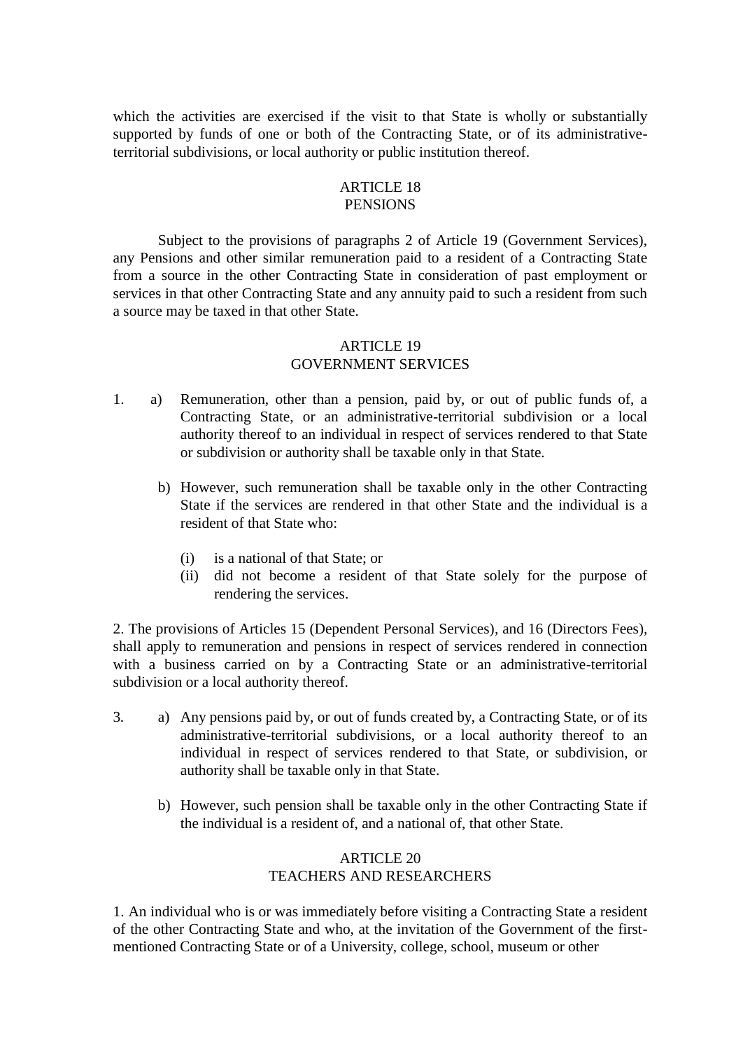which the activities are exercised if the visit to that State is wholly or substantially supported by funds of one or both of the Contracting State, or of its administrative-territorial subdivisions, or local authority or public institution thereof.

## ARTICLE 18
## PENSIONS

Subject to the provisions of paragraphs 2 of Article 19 (Government Services), any Pensions and other similar remuneration paid to a resident of a Contracting State from a source in the other Contracting State in consideration of past employment or services in that other Contracting State and any annuity paid to such a resident from such a source may be taxed in that other State.

## ARTICLE 19
## GOVERNMENT SERVICES

1. a) Remuneration, other than a pension, paid by, or out of public funds of, a Contracting State, or an administrative-territorial subdivision or a local authority thereof to an individual in respect of services rendered to that State or subdivision or authority shall be taxable only in that State.

   b) However, such remuneration shall be taxable only in the other Contracting State if the services are rendered in that other State and the individual is a resident of that State who:

      (i) is a national of that State; or
      (ii) did not become a resident of that State solely for the purpose of rendering the services.

2. The provisions of Articles 15 (Dependent Personal Services), and 16 (Directors Fees), shall apply to remuneration and pensions in respect of services rendered in connection with a business carried on by a Contracting State or an administrative-territorial subdivision or a local authority thereof.

3. a) Any pensions paid by, or out of funds created by, a Contracting State, or of its administrative-territorial subdivisions, or a local authority thereof to an individual in respect of services rendered to that State, or subdivision, or authority shall be taxable only in that State.

   b) However, such pension shall be taxable only in the other Contracting State if the individual is a resident of, and a national of, that other State.

## ARTICLE 20
## TEACHERS AND RESEARCHERS

1. An individual who is or was immediately before visiting a Contracting State a resident of the other Contracting State and who, at the invitation of the Government of the first-mentioned Contracting State or of a University, college, school, museum or other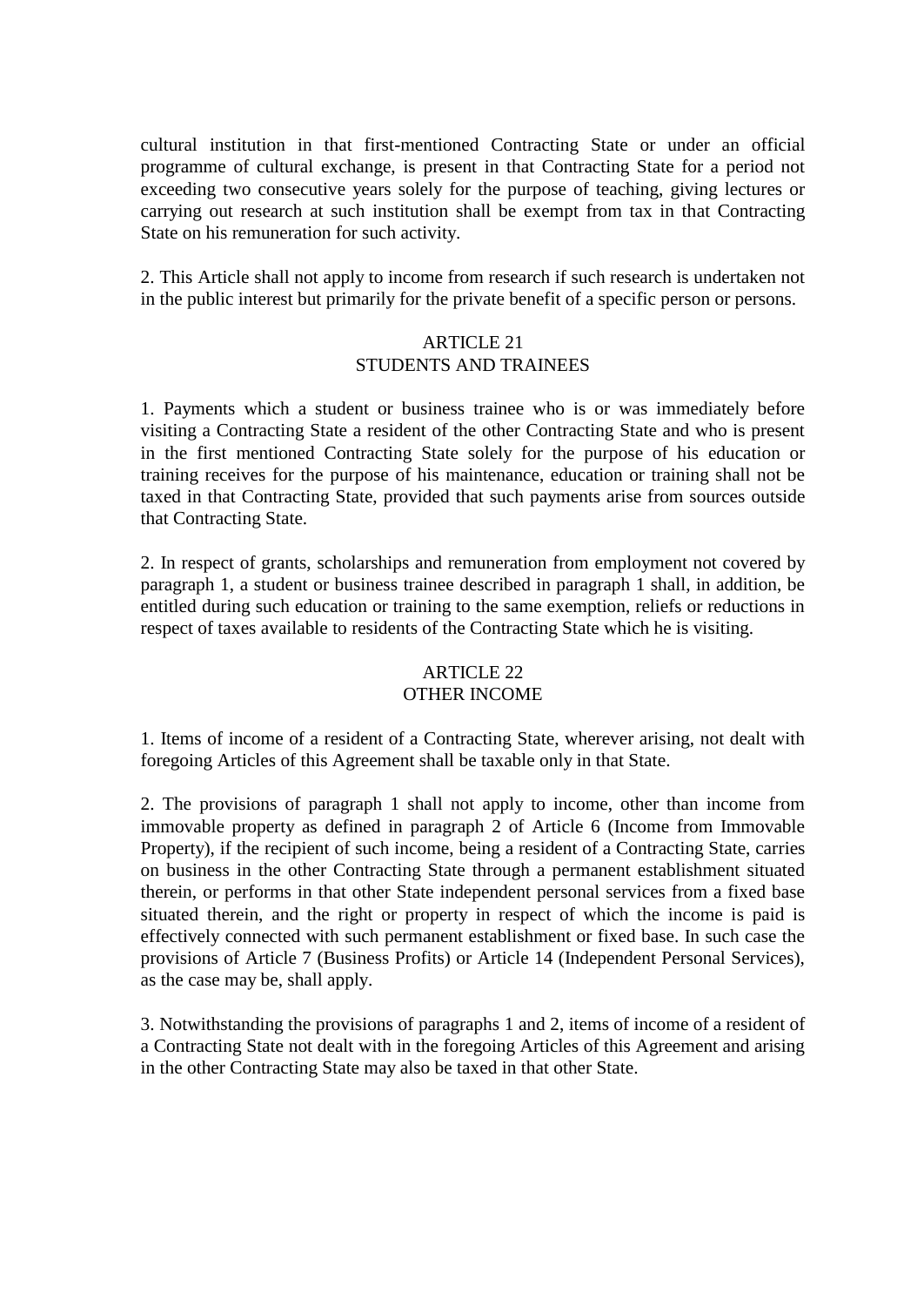cultural institution in that first-mentioned Contracting State or under an official programme of cultural exchange, is present in that Contracting State for a period not exceeding two consecutive years solely for the purpose of teaching, giving lectures or carrying out research at such institution shall be exempt from tax in that Contracting State on his remuneration for such activity.

2. This Article shall not apply to income from research if such research is undertaken not in the public interest but primarily for the private benefit of a specific person or persons.

## ARTICLE 21
## STUDENTS AND TRAINEES

1. Payments which a student or business trainee who is or was immediately before visiting a Contracting State a resident of the other Contracting State and who is present in the first mentioned Contracting State solely for the purpose of his education or training receives for the purpose of his maintenance, education or training shall not be taxed in that Contracting State, provided that such payments arise from sources outside that Contracting State.

2. In respect of grants, scholarships and remuneration from employment not covered by paragraph 1, a student or business trainee described in paragraph 1 shall, in addition, be entitled during such education or training to the same exemption, reliefs or reductions in respect of taxes available to residents of the Contracting State which he is visiting.

## ARTICLE 22
## OTHER INCOME

1. Items of income of a resident of a Contracting State, wherever arising, not dealt with foregoing Articles of this Agreement shall be taxable only in that State.

2. The provisions of paragraph 1 shall not apply to income, other than income from immovable property as defined in paragraph 2 of Article 6 (Income from Immovable Property), if the recipient of such income, being a resident of a Contracting State, carries on business in the other Contracting State through a permanent establishment situated therein, or performs in that other State independent personal services from a fixed base situated therein, and the right or property in respect of which the income is paid is effectively connected with such permanent establishment or fixed base. In such case the provisions of Article 7 (Business Profits) or Article 14 (Independent Personal Services), as the case may be, shall apply.

3. Notwithstanding the provisions of paragraphs 1 and 2, items of income of a resident of a Contracting State not dealt with in the foregoing Articles of this Agreement and arising in the other Contracting State may also be taxed in that other State.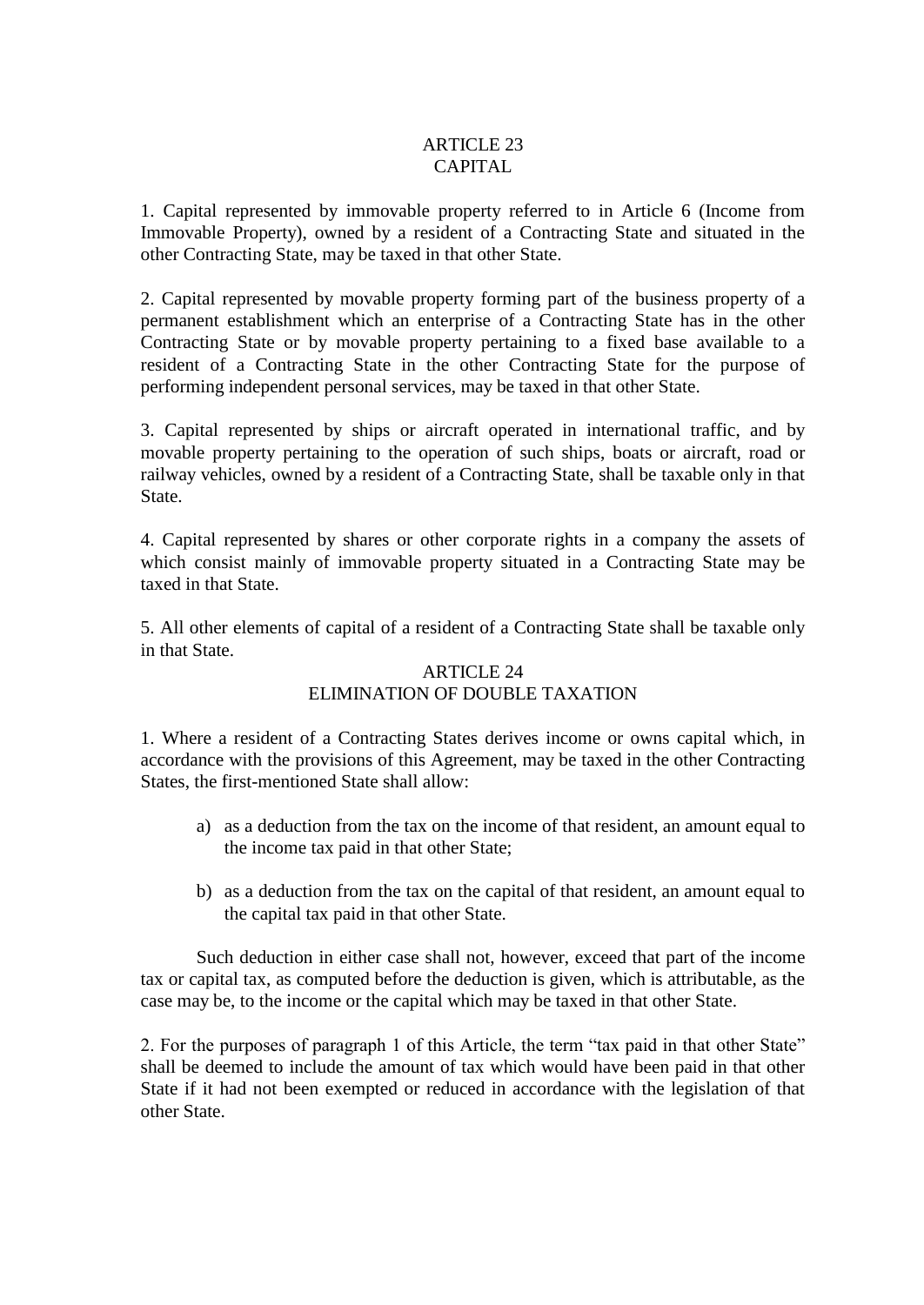## ARTICLE 23
## CAPITAL

1. Capital represented by immovable property referred to in Article 6 (Income from Immovable Property), owned by a resident of a Contracting State and situated in the other Contracting State, may be taxed in that other State.

2. Capital represented by movable property forming part of the business property of a permanent establishment which an enterprise of a Contracting State has in the other Contracting State or by movable property pertaining to a fixed base available to a resident of a Contracting State in the other Contracting State for the purpose of performing independent personal services, may be taxed in that other State.

3. Capital represented by ships or aircraft operated in international traffic, and by movable property pertaining to the operation of such ships, boats or aircraft, road or railway vehicles, owned by a resident of a Contracting State, shall be taxable only in that State.

4. Capital represented by shares or other corporate rights in a company the assets of which consist mainly of immovable property situated in a Contracting State may be taxed in that State.

5. All other elements of capital of a resident of a Contracting State shall be taxable only in that State.

## ARTICLE 24
## ELIMINATION OF DOUBLE TAXATION

1. Where a resident of a Contracting States derives income or owns capital which, in accordance with the provisions of this Agreement, may be taxed in the other Contracting States, the first-mentioned State shall allow:

a) as a deduction from the tax on the income of that resident, an amount equal to the income tax paid in that other State;

b) as a deduction from the tax on the capital of that resident, an amount equal to the capital tax paid in that other State.

Such deduction in either case shall not, however, exceed that part of the income tax or capital tax, as computed before the deduction is given, which is attributable, as the case may be, to the income or the capital which may be taxed in that other State.

2. For the purposes of paragraph 1 of this Article, the term "tax paid in that other State" shall be deemed to include the amount of tax which would have been paid in that other State if it had not been exempted or reduced in accordance with the legislation of that other State.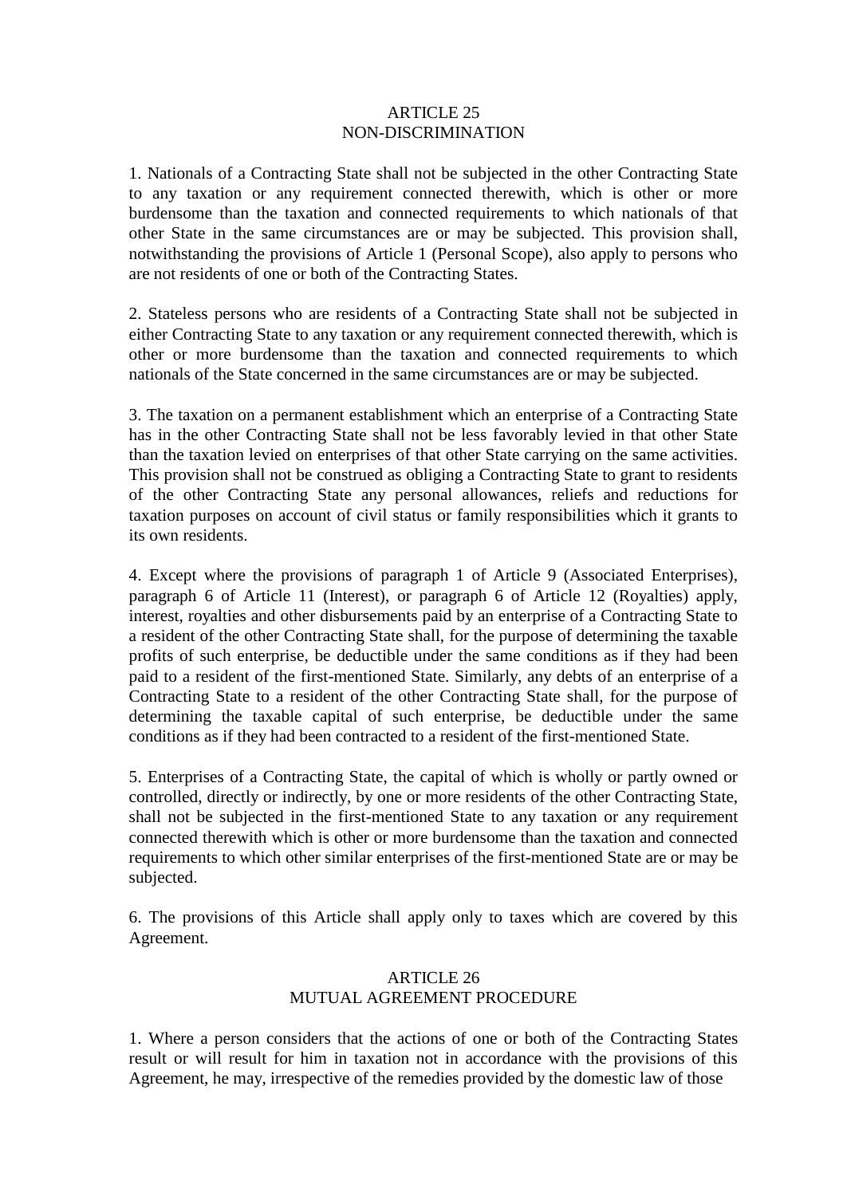## ARTICLE 25
## NON-DISCRIMINATION

1. Nationals of a Contracting State shall not be subjected in the other Contracting State to any taxation or any requirement connected therewith, which is other or more burdensome than the taxation and connected requirements to which nationals of that other State in the same circumstances are or may be subjected. This provision shall, notwithstanding the provisions of Article 1 (Personal Scope), also apply to persons who are not residents of one or both of the Contracting States.

2. Stateless persons who are residents of a Contracting State shall not be subjected in either Contracting State to any taxation or any requirement connected therewith, which is other or more burdensome than the taxation and connected requirements to which nationals of the State concerned in the same circumstances are or may be subjected.

3. The taxation on a permanent establishment which an enterprise of a Contracting State has in the other Contracting State shall not be less favorably levied in that other State than the taxation levied on enterprises of that other State carrying on the same activities. This provision shall not be construed as obliging a Contracting State to grant to residents of the other Contracting State any personal allowances, reliefs and reductions for taxation purposes on account of civil status or family responsibilities which it grants to its own residents.

4. Except where the provisions of paragraph 1 of Article 9 (Associated Enterprises), paragraph 6 of Article 11 (Interest), or paragraph 6 of Article 12 (Royalties) apply, interest, royalties and other disbursements paid by an enterprise of a Contracting State to a resident of the other Contracting State shall, for the purpose of determining the taxable profits of such enterprise, be deductible under the same conditions as if they had been paid to a resident of the first-mentioned State. Similarly, any debts of an enterprise of a Contracting State to a resident of the other Contracting State shall, for the purpose of determining the taxable capital of such enterprise, be deductible under the same conditions as if they had been contracted to a resident of the first-mentioned State.

5. Enterprises of a Contracting State, the capital of which is wholly or partly owned or controlled, directly or indirectly, by one or more residents of the other Contracting State, shall not be subjected in the first-mentioned State to any taxation or any requirement connected therewith which is other or more burdensome than the taxation and connected requirements to which other similar enterprises of the first-mentioned State are or may be subjected.

6. The provisions of this Article shall apply only to taxes which are covered by this Agreement.

## ARTICLE 26
## MUTUAL AGREEMENT PROCEDURE

1. Where a person considers that the actions of one or both of the Contracting States result or will result for him in taxation not in accordance with the provisions of this Agreement, he may, irrespective of the remedies provided by the domestic law of those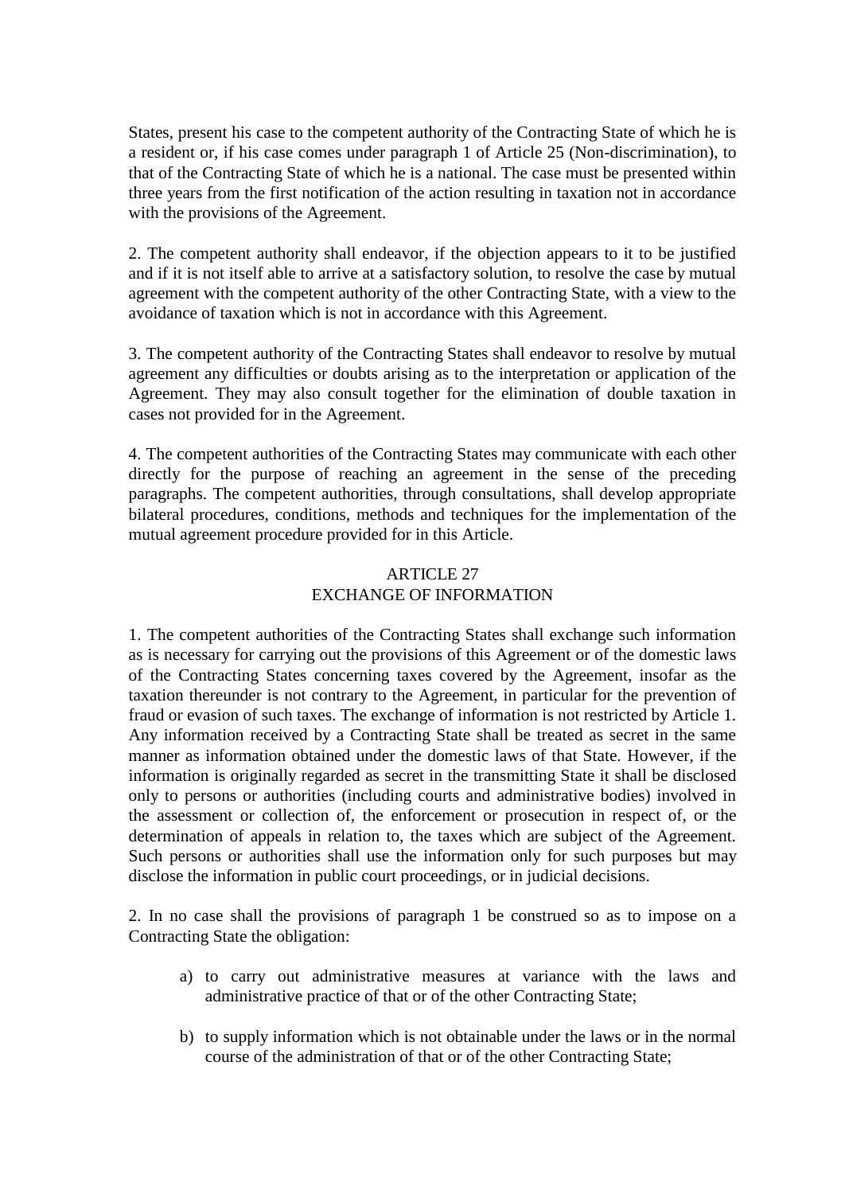States, present his case to the competent authority of the Contracting State of which he is a resident or, if his case comes under paragraph 1 of Article 25 (Non-discrimination), to that of the Contracting State of which he is a national. The case must be presented within three years from the first notification of the action resulting in taxation not in accordance with the provisions of the Agreement.

2. The competent authority shall endeavor, if the objection appears to it to be justified and if it is not itself able to arrive at a satisfactory solution, to resolve the case by mutual agreement with the competent authority of the other Contracting State, with a view to the avoidance of taxation which is not in accordance with this Agreement.

3. The competent authority of the Contracting States shall endeavor to resolve by mutual agreement any difficulties or doubts arising as to the interpretation or application of the Agreement. They may also consult together for the elimination of double taxation in cases not provided for in the Agreement.

4. The competent authorities of the Contracting States may communicate with each other directly for the purpose of reaching an agreement in the sense of the preceding paragraphs. The competent authorities, through consultations, shall develop appropriate bilateral procedures, conditions, methods and techniques for the implementation of the mutual agreement procedure provided for in this Article.

## ARTICLE 27
## EXCHANGE OF INFORMATION

1. The competent authorities of the Contracting States shall exchange such information as is necessary for carrying out the provisions of this Agreement or of the domestic laws of the Contracting States concerning taxes covered by the Agreement, insofar as the taxation thereunder is not contrary to the Agreement, in particular for the prevention of fraud or evasion of such taxes. The exchange of information is not restricted by Article 1. Any information received by a Contracting State shall be treated as secret in the same manner as information obtained under the domestic laws of that State. However, if the information is originally regarded as secret in the transmitting State it shall be disclosed only to persons or authorities (including courts and administrative bodies) involved in the assessment or collection of, the enforcement or prosecution in respect of, or the determination of appeals in relation to, the taxes which are subject of the Agreement. Such persons or authorities shall use the information only for such purposes but may disclose the information in public court proceedings, or in judicial decisions.

2. In no case shall the provisions of paragraph 1 be construed so as to impose on a Contracting State the obligation:

a) to carry out administrative measures at variance with the laws and administrative practice of that or of the other Contracting State;

b) to supply information which is not obtainable under the laws or in the normal course of the administration of that or of the other Contracting State;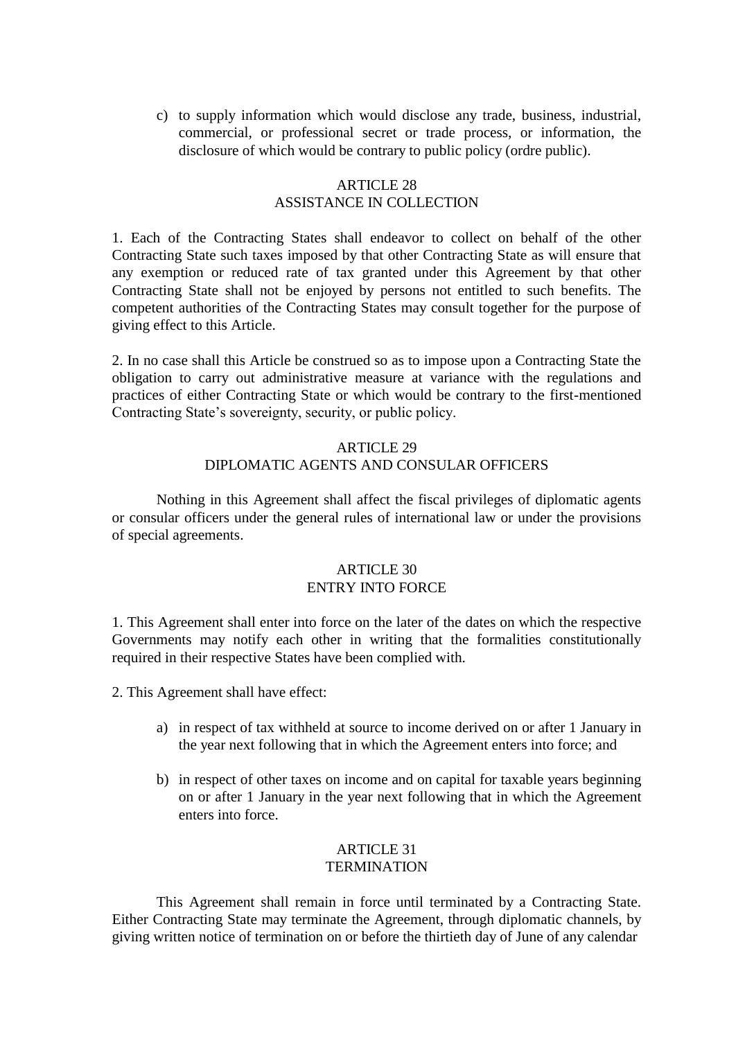c) to supply information which would disclose any trade, business, industrial, commercial, or professional secret or trade process, or information, the disclosure of which would be contrary to public policy (ordre public).

## ARTICLE 28
## ASSISTANCE IN COLLECTION

1. Each of the Contracting States shall endeavor to collect on behalf of the other Contracting State such taxes imposed by that other Contracting State as will ensure that any exemption or reduced rate of tax granted under this Agreement by that other Contracting State shall not be enjoyed by persons not entitled to such benefits. The competent authorities of the Contracting States may consult together for the purpose of giving effect to this Article.

2. In no case shall this Article be construed so as to impose upon a Contracting State the obligation to carry out administrative measure at variance with the regulations and practices of either Contracting State or which would be contrary to the first-mentioned Contracting State's sovereignty, security, or public policy.

## ARTICLE 29
## DIPLOMATIC AGENTS AND CONSULAR OFFICERS

Nothing in this Agreement shall affect the fiscal privileges of diplomatic agents or consular officers under the general rules of international law or under the provisions of special agreements.

## ARTICLE 30
## ENTRY INTO FORCE

1. This Agreement shall enter into force on the later of the dates on which the respective Governments may notify each other in writing that the formalities constitutionally required in their respective States have been complied with.

2. This Agreement shall have effect:

a) in respect of tax withheld at source to income derived on or after 1 January in the year next following that in which the Agreement enters into force; and

b) in respect of other taxes on income and on capital for taxable years beginning on or after 1 January in the year next following that in which the Agreement enters into force.

## ARTICLE 31
## TERMINATION

This Agreement shall remain in force until terminated by a Contracting State. Either Contracting State may terminate the Agreement, through diplomatic channels, by giving written notice of termination on or before the thirtieth day of June of any calendar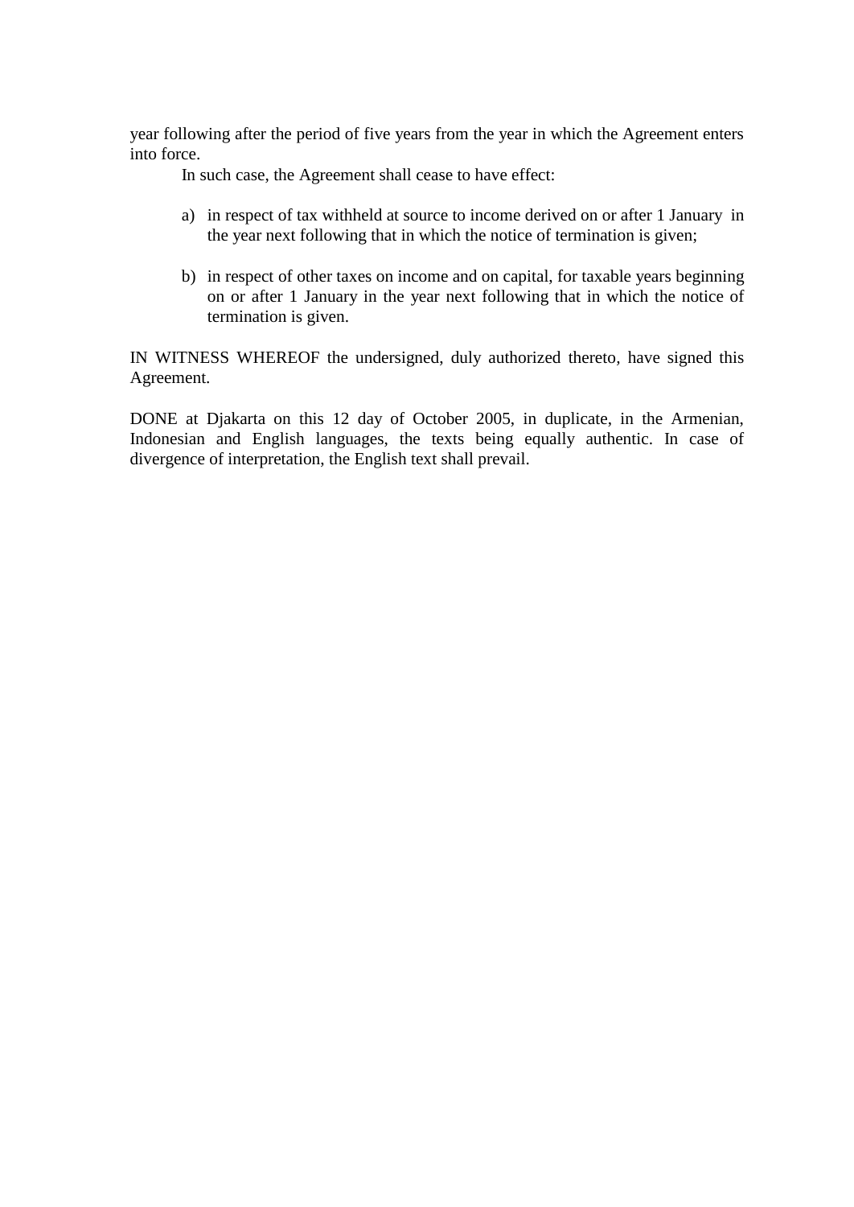year following after the period of five years from the year in which the Agreement enters into force.

In such case, the Agreement shall cease to have effect:

a) in respect of tax withheld at source to income derived on or after 1 January in the year next following that in which the notice of termination is given;

b) in respect of other taxes on income and on capital, for taxable years beginning on or after 1 January in the year next following that in which the notice of termination is given.

IN WITNESS WHEREOF the undersigned, duly authorized thereto, have signed this Agreement.

DONE at Djakarta on this 12 day of October 2005, in duplicate, in the Armenian, Indonesian and English languages, the texts being equally authentic. In case of divergence of interpretation, the English text shall prevail.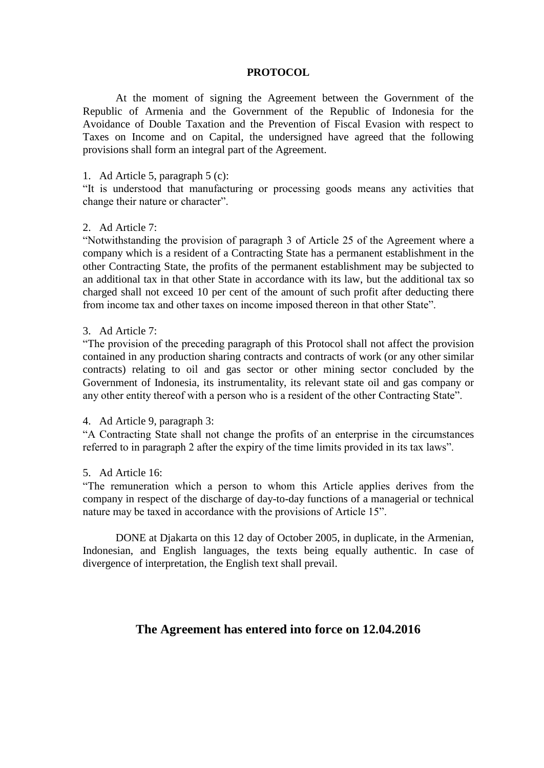**PROTOCOL**

At the moment of signing the Agreement between the Government of the Republic of Armenia and the Government of the Republic of Indonesia for the Avoidance of Double Taxation and the Prevention of Fiscal Evasion with respect to Taxes on Income and on Capital, the undersigned have agreed that the following provisions shall form an integral part of the Agreement.

1. Ad Article 5, paragraph 5 (c):
"It is understood that manufacturing or processing goods means any activities that change their nature or character".

2. Ad Article 7:
"Notwithstanding the provision of paragraph 3 of Article 25 of the Agreement where a company which is a resident of a Contracting State has a permanent establishment in the other Contracting State, the profits of the permanent establishment may be subjected to an additional tax in that other State in accordance with its law, but the additional tax so charged shall not exceed 10 per cent of the amount of such profit after deducting there from income tax and other taxes on income imposed thereon in that other State".

3. Ad Article 7:
"The provision of the preceding paragraph of this Protocol shall not affect the provision contained in any production sharing contracts and contracts of work (or any other similar contracts) relating to oil and gas sector or other mining sector concluded by the Government of Indonesia, its instrumentality, its relevant state oil and gas company or any other entity thereof with a person who is a resident of the other Contracting State".

4. Ad Article 9, paragraph 3:
"A Contracting State shall not change the profits of an enterprise in the circumstances referred to in paragraph 2 after the expiry of the time limits provided in its tax laws".

5. Ad Article 16:
"The remuneration which a person to whom this Article applies derives from the company in respect of the discharge of day-to-day functions of a managerial or technical nature may be taxed in accordance with the provisions of Article 15".

DONE at Djakarta on this 12 day of October 2005, in duplicate, in the Armenian, Indonesian, and English languages, the texts being equally authentic. In case of divergence of interpretation, the English text shall prevail.

## The Agreement has entered into force on 12.04.2016